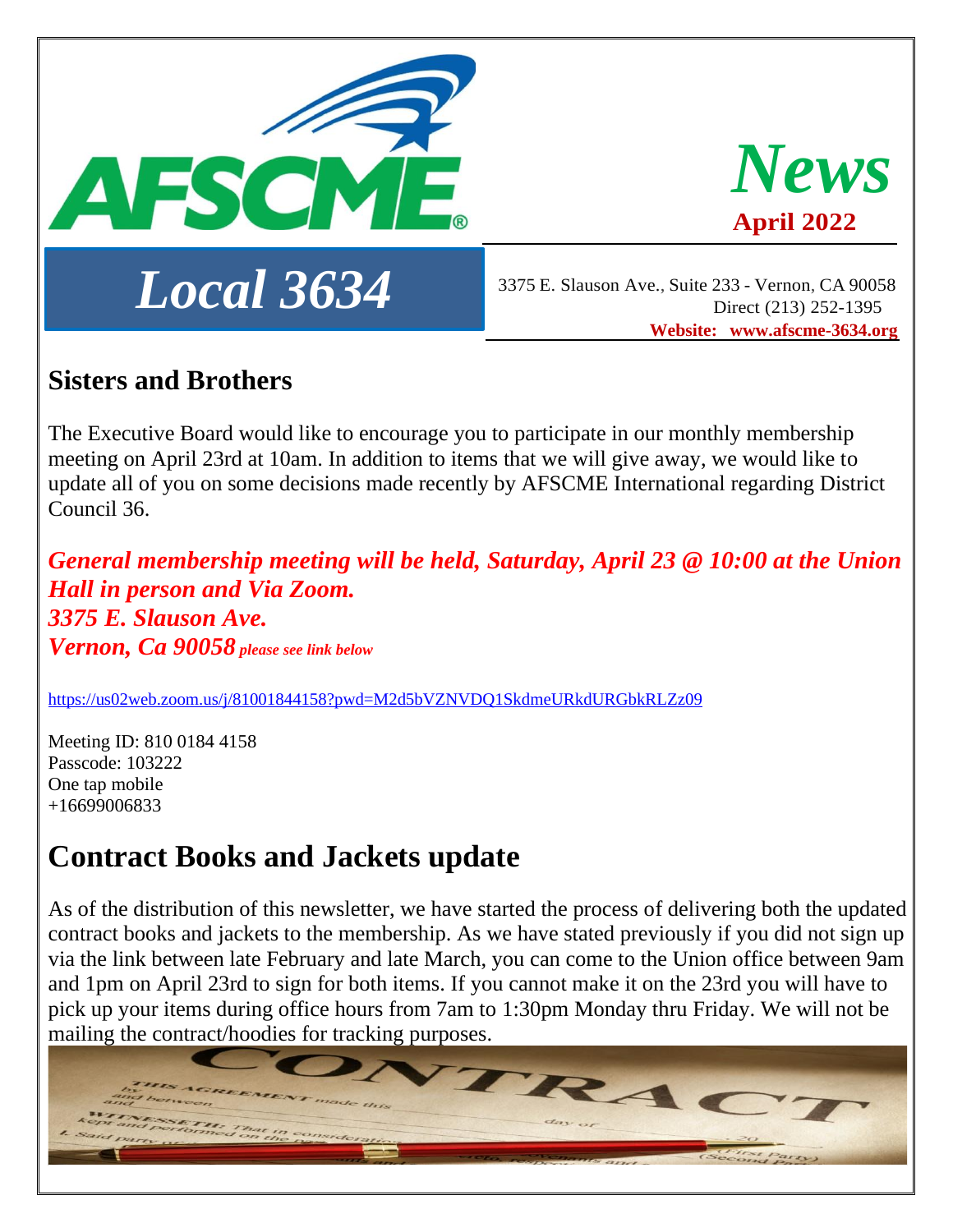# AFSCME

# *News*

**April 2022**

# *Local 3634*

3375 E. Slauson Ave., Suite 233 - Vernon, CA 90058
Direct (213) 252-1395
**Website: www.afscme-3634.org**

## Sisters and Brothers

The Executive Board would like to encourage you to participate in our monthly membership meeting on April 23rd at 10am. In addition to items that we will give away, we would like to update all of you on some decisions made recently by AFSCME International regarding District Council 36.

***General membership meeting will be held, Saturday, April 23 @ 10:00 at the Union Hall in person and Via Zoom.***
***3375 E. Slauson Ave.***
***Vernon, Ca 90058*** ***please see link below***

https://us02web.zoom.us/j/81001844158?pwd=M2d5bVZNVDQ1SkdmeURkdURGbkRLZz09

Meeting ID: 810 0184 4158
Passcode: 103222
One tap mobile
+16699006833

## Contract Books and Jackets update

As of the distribution of this newsletter, we have started the process of delivering both the updated contract books and jackets to the membership. As we have stated previously if you did not sign up via the link between late February and late March, you can come to the Union office between 9am and 1pm on April 23rd to sign for both items. If you cannot make it on the 23rd you will have to pick up your items during office hours from 7am to 1:30pm Monday thru Friday. We will not be mailing the contract/hoodies for tracking purposes.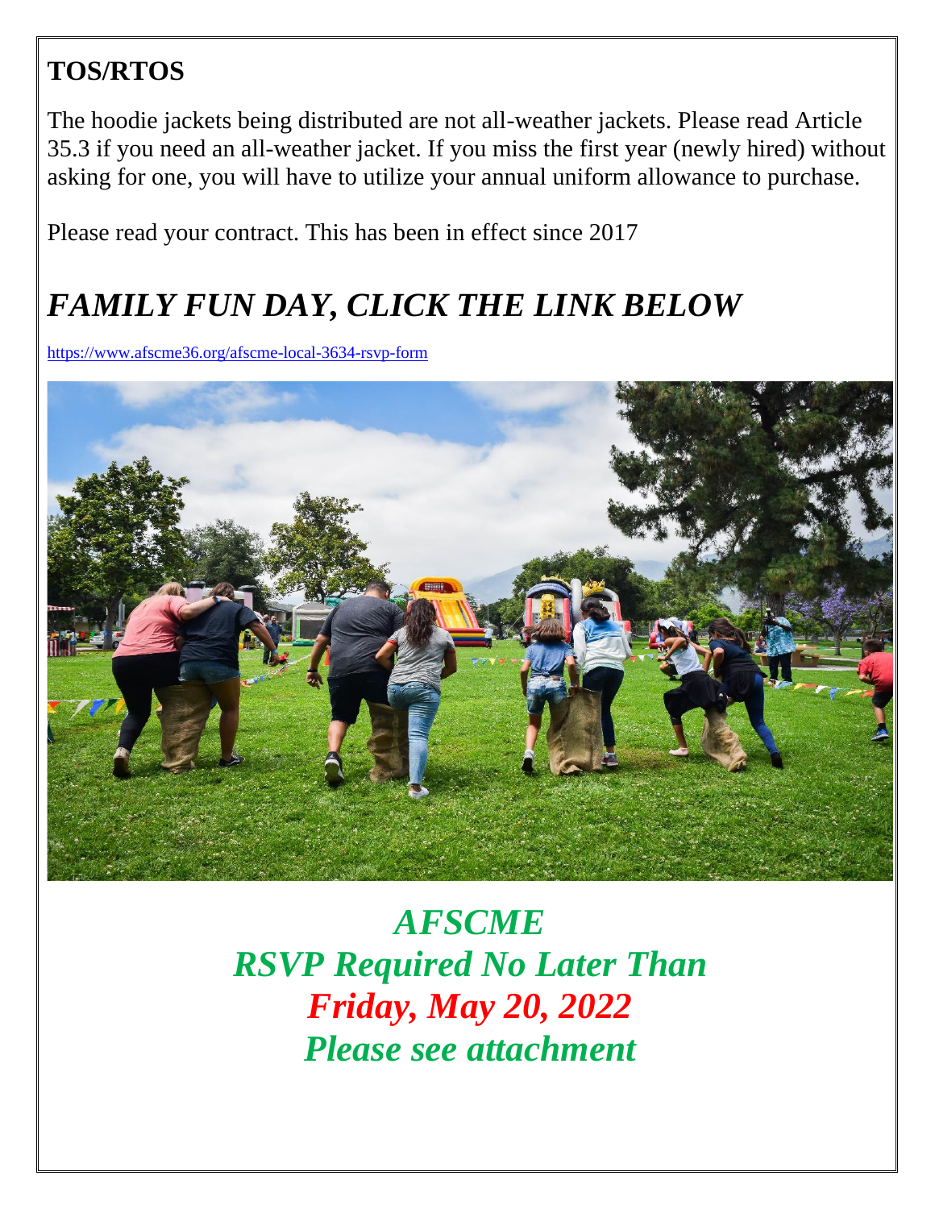## TOS/RTOS

The hoodie jackets being distributed are not all-weather jackets. Please read Article 35.3 if you need an all-weather jacket. If you miss the first year (newly hired) without asking for one, you will have to utilize your annual uniform allowance to purchase.

Please read your contract. This has been in effect since 2017

## *FAMILY FUN DAY, CLICK THE LINK BELOW*

https://www.afscme36.org/afscme-local-3634-rsvp-form

***AFSCME***

***RSVP Required No Later Than***

***Friday, May 20, 2022***

***Please see attachment***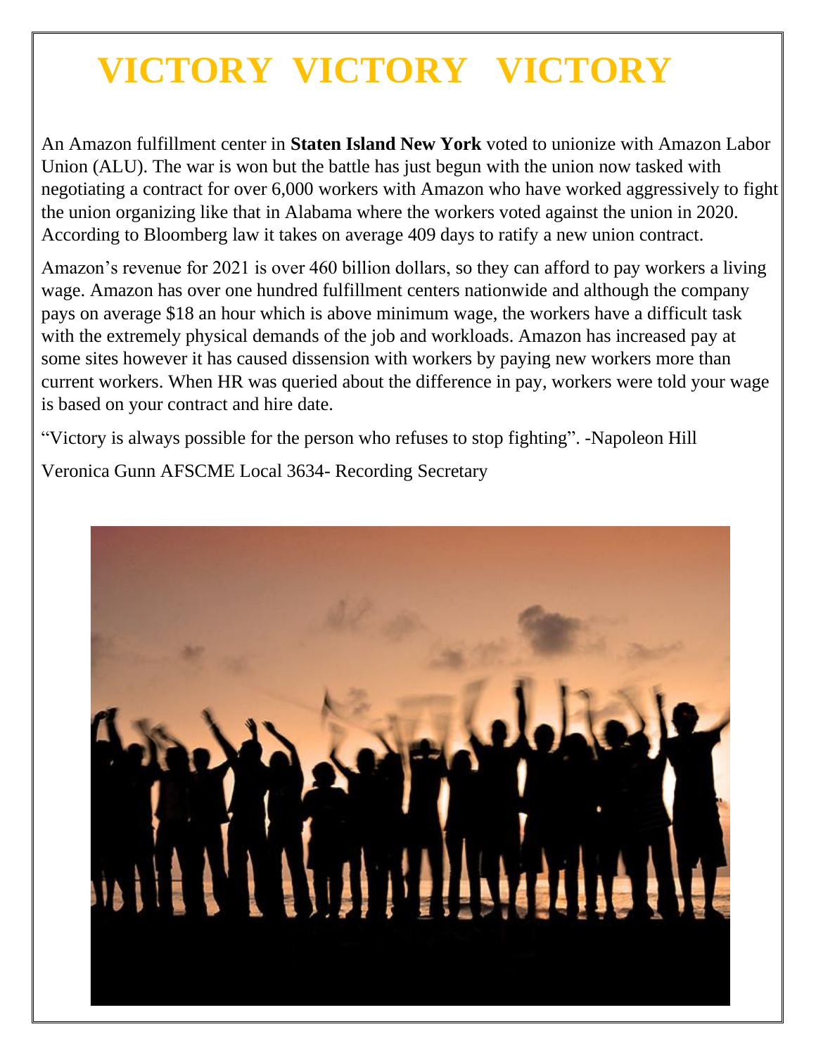# VICTORY VICTORY VICTORY

An Amazon fulfillment center in **Staten Island New York** voted to unionize with Amazon Labor Union (ALU). The war is won but the battle has just begun with the union now tasked with negotiating a contract for over 6,000 workers with Amazon who have worked aggressively to fight the union organizing like that in Alabama where the workers voted against the union in 2020. According to Bloomberg law it takes on average 409 days to ratify a new union contract.

Amazon's revenue for 2021 is over 460 billion dollars, so they can afford to pay workers a living wage. Amazon has over one hundred fulfillment centers nationwide and although the company pays on average $18 an hour which is above minimum wage, the workers have a difficult task with the extremely physical demands of the job and workloads. Amazon has increased pay at some sites however it has caused dissension with workers by paying new workers more than current workers. When HR was queried about the difference in pay, workers were told your wage is based on your contract and hire date.

"Victory is always possible for the person who refuses to stop fighting". -Napoleon Hill

Veronica Gunn AFSCME Local 3634- Recording Secretary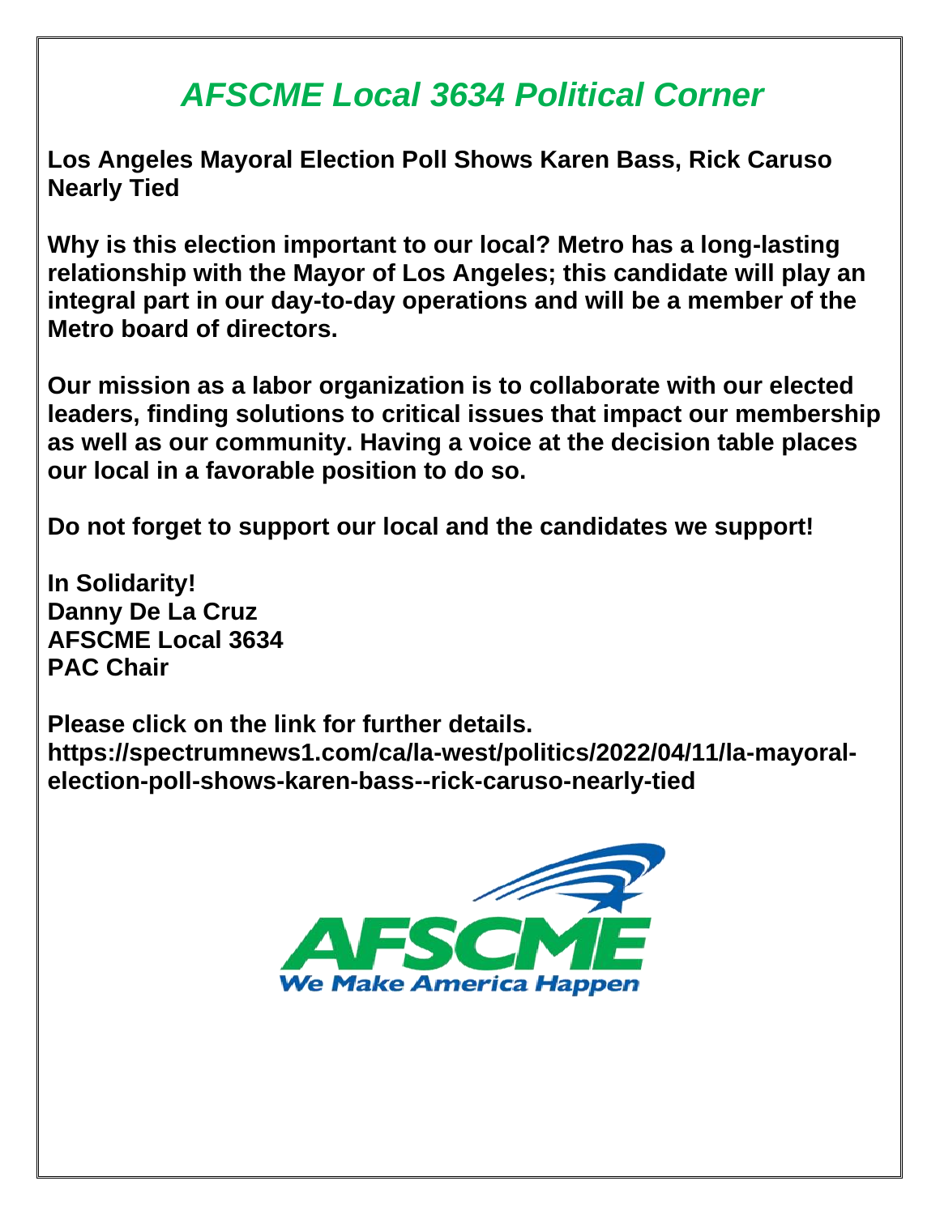# *AFSCME Local 3634 Political Corner*

**Los Angeles Mayoral Election Poll Shows Karen Bass, Rick Caruso Nearly Tied**

**Why is this election important to our local? Metro has a long-lasting relationship with the Mayor of Los Angeles; this candidate will play an integral part in our day-to-day operations and will be a member of the Metro board of directors.**

**Our mission as a labor organization is to collaborate with our elected leaders, finding solutions to critical issues that impact our membership as well as our community. Having a voice at the decision table places our local in a favorable position to do so.**

**Do not forget to support our local and the candidates we support!**

**In Solidarity!**
**Danny De La Cruz**
**AFSCME Local 3634**
**PAC Chair**

**Please click on the link for further details.**
**https://spectrumnews1.com/ca/la-west/politics/2022/04/11/la-mayoral-election-poll-shows-karen-bass--rick-caruso-nearly-tied**

AFSCME
We Make America Happen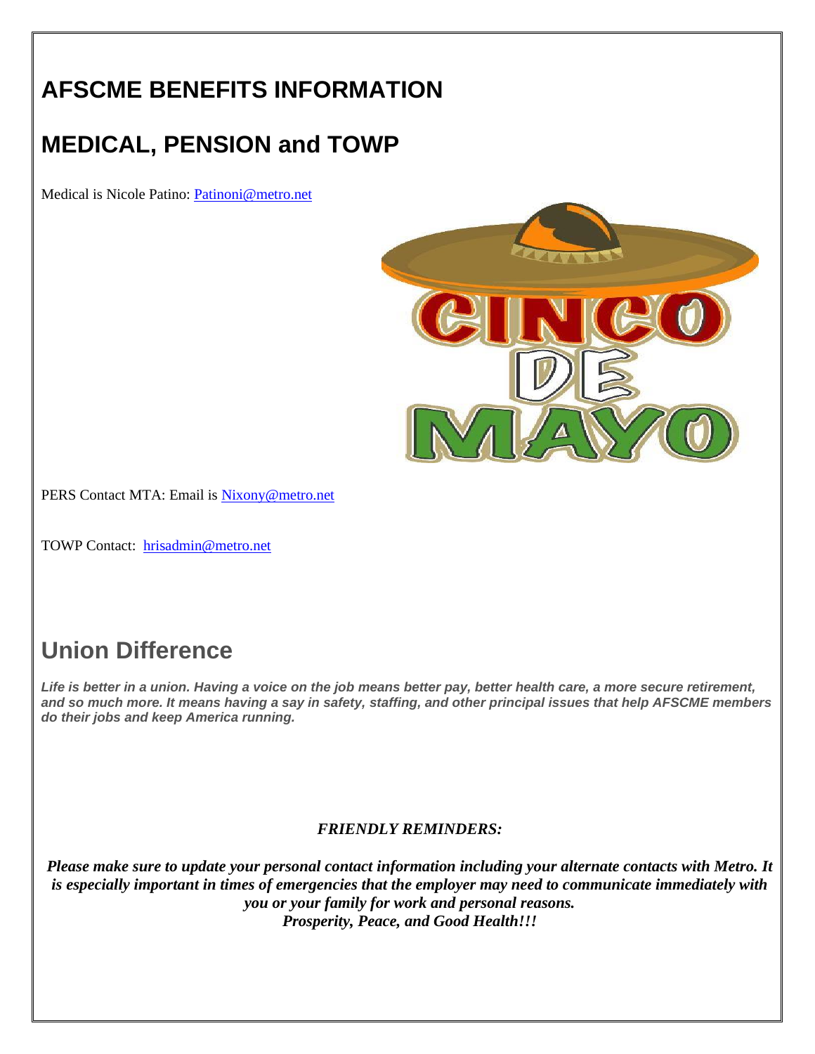# AFSCME BENEFITS INFORMATION

# MEDICAL, PENSION and TOWP

Medical is Nicole Patino: Patinoni@metro.net

PERS Contact MTA: Email is Nixony@metro.net

TOWP Contact: hrisadmin@metro.net

## Union Difference

***Life is better in a union. Having a voice on the job means better pay, better health care, a more secure retirement, and so much more. It means having a say in safety, staffing, and other principal issues that help AFSCME members do their jobs and keep America running.***

*FRIENDLY REMINDERS:*

***Please make sure to update your personal contact information including your alternate contacts with Metro. It is especially important in times of emergencies that the employer may need to communicate immediately with you or your family for work and personal reasons.***
***Prosperity, Peace, and Good Health!!!***